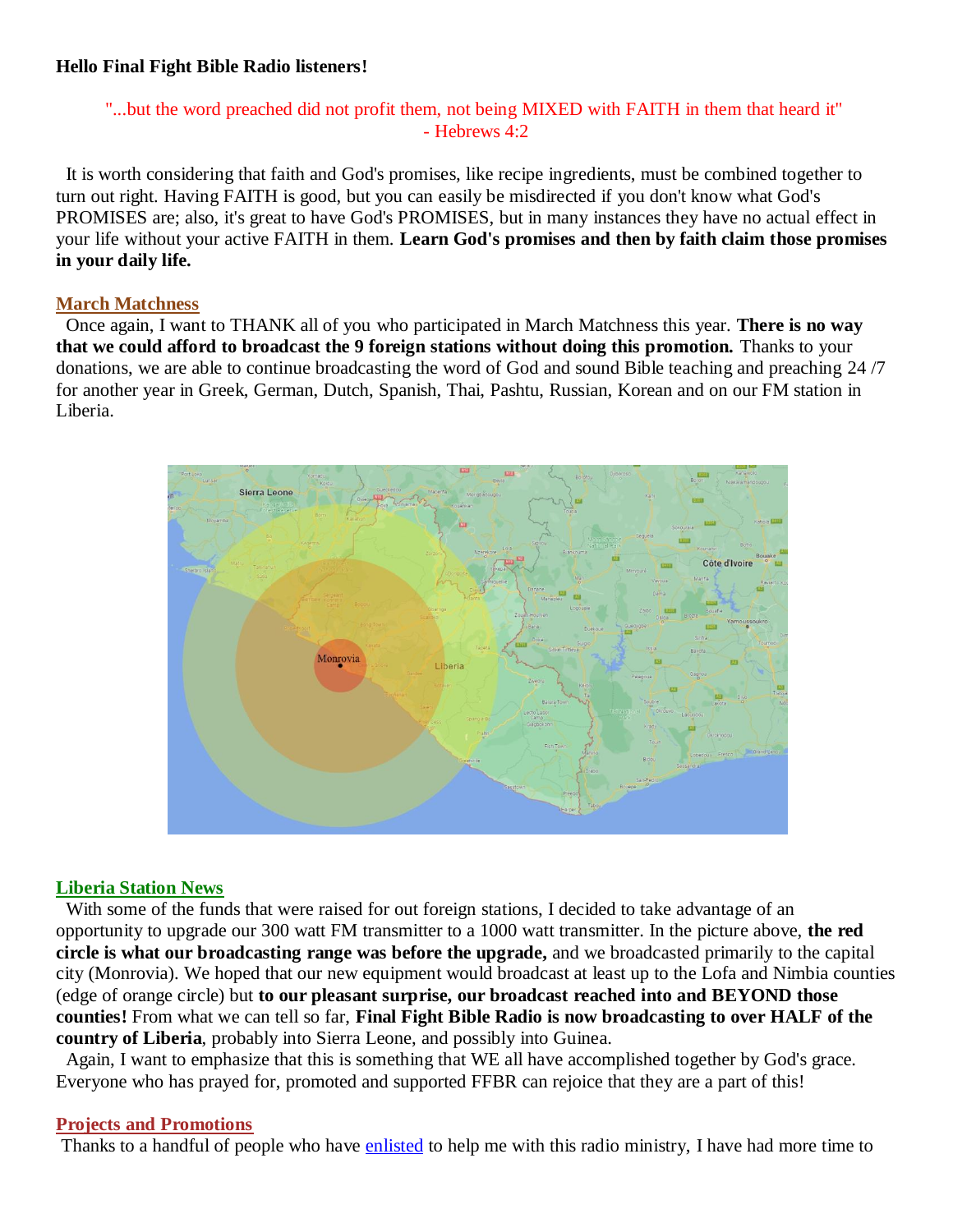**Hello Final Fight Bible Radio listeners!**

"...but the word preached did not profit them, not being MIXED with FAITH in them that heard it"
- Hebrews 4:2

It is worth considering that faith and God's promises, like recipe ingredients, must be combined together to turn out right. Having FAITH is good, but you can easily be misdirected if you don't know what God's PROMISES are; also, it's great to have God's PROMISES, but in many instances they have no actual effect in your life without your active FAITH in them. **Learn God's promises and then by faith claim those promises in your daily life.**

## March Matchness

Once again, I want to THANK all of you who participated in March Matchness this year. **There is no way that we could afford to broadcast the 9 foreign stations without doing this promotion.** Thanks to your donations, we are able to continue broadcasting the word of God and sound Bible teaching and preaching 24 /7 for another year in Greek, German, Dutch, Spanish, Thai, Pashtu, Russian, Korean and on our FM station in Liberia.

## Liberia Station News

With some of the funds that were raised for out foreign stations, I decided to take advantage of an opportunity to upgrade our 300 watt FM transmitter to a 1000 watt transmitter. In the picture above, **the red circle is what our broadcasting range was before the upgrade,** and we broadcasted primarily to the capital city (Monrovia). We hoped that our new equipment would broadcast at least up to the Lofa and Nimbia counties (edge of orange circle) but **to our pleasant surprise, our broadcast reached into and BEYOND those counties!** From what we can tell so far, **Final Fight Bible Radio is now broadcasting to over HALF of the country of Liberia**, probably into Sierra Leone, and possibly into Guinea.

Again, I want to emphasize that this is something that WE all have accomplished together by God's grace. Everyone who has prayed for, promoted and supported FFBR can rejoice that they are a part of this!

## Projects and Promotions

Thanks to a handful of people who have enlisted to help me with this radio ministry, I have had more time to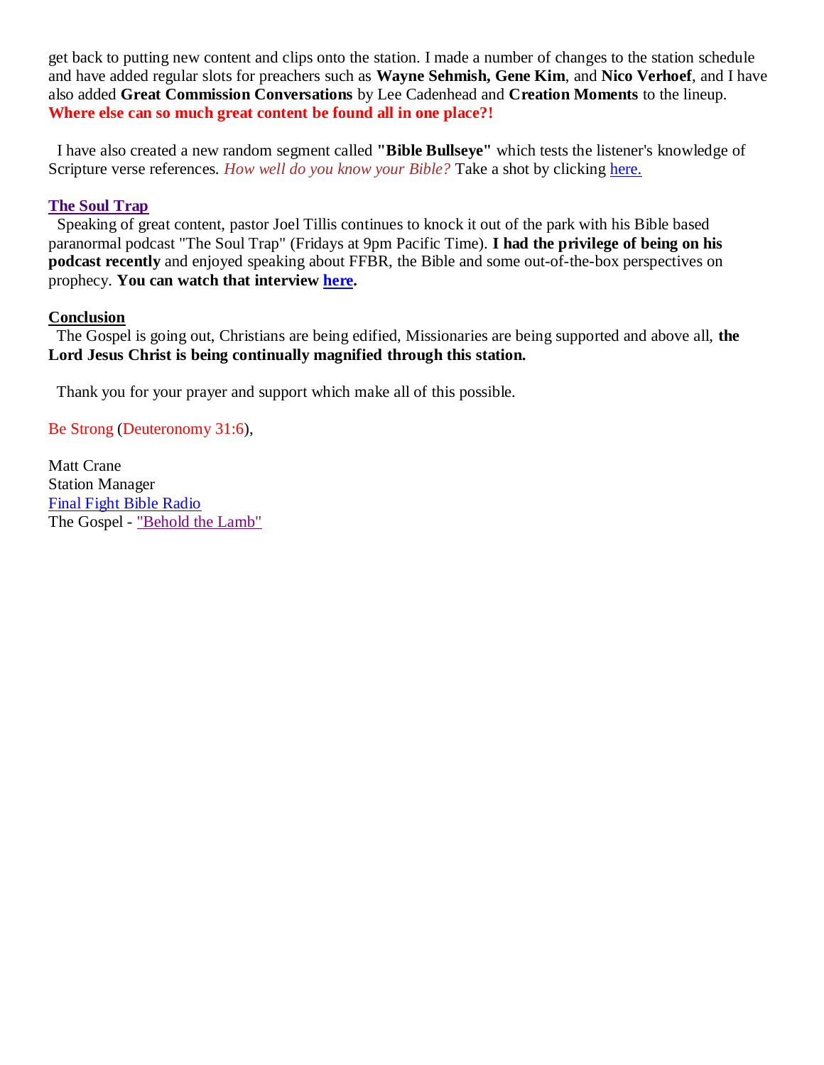get back to putting new content and clips onto the station. I made a number of changes to the station schedule and have added regular slots for preachers such as **Wayne Sehmish, Gene Kim**, and **Nico Verhoef**, and I have also added **Great Commission Conversations** by Lee Cadenhead and **Creation Moments** to the lineup. **Where else can so much great content be found all in one place?!**

I have also created a new random segment called **"Bible Bullseye"** which tests the listener's knowledge of Scripture verse references. *How well do you know your Bible?* Take a shot by clicking here.

**The Soul Trap**

Speaking of great content, pastor Joel Tillis continues to knock it out of the park with his Bible based paranormal podcast "The Soul Trap" (Fridays at 9pm Pacific Time). **I had the privilege of being on his podcast recently** and enjoyed speaking about FFBR, the Bible and some out-of-the-box perspectives on prophecy. **You can watch that interview here.**

**Conclusion**

The Gospel is going out, Christians are being edified, Missionaries are being supported and above all, **the Lord Jesus Christ is being continually magnified through this station.**

Thank you for your prayer and support which make all of this possible.

Be Strong (Deuteronomy 31:6),

Matt Crane
Station Manager
Final Fight Bible Radio
The Gospel - "Behold the Lamb"